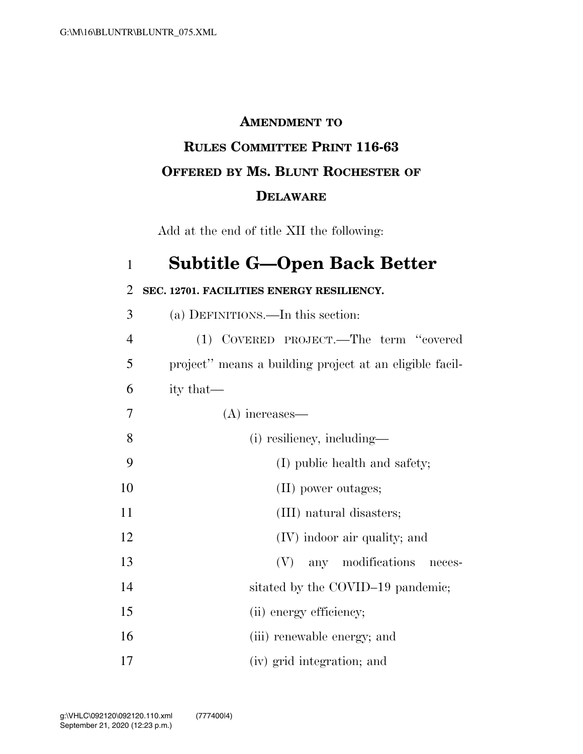**AMENDMENT TO**
**RULES COMMITTEE PRINT 116-63**
**OFFERED BY MS. BLUNT ROCHESTER OF DELAWARE**

Add at the end of title XII the following:

# Subtitle G—Open Back Better

**SEC. 12701. FACILITIES ENERGY RESILIENCY.**

(a) DEFINITIONS.—In this section:

(1) COVERED PROJECT.—The term ''covered project'' means a building project at an eligible facility that—

(A) increases—

(i) resiliency, including—

(I) public health and safety;

(II) power outages;

(III) natural disasters;

(IV) indoor air quality; and

(V) any modifications necessitated by the COVID–19 pandemic;

(ii) energy efficiency;

(iii) renewable energy; and

(iv) grid integration; and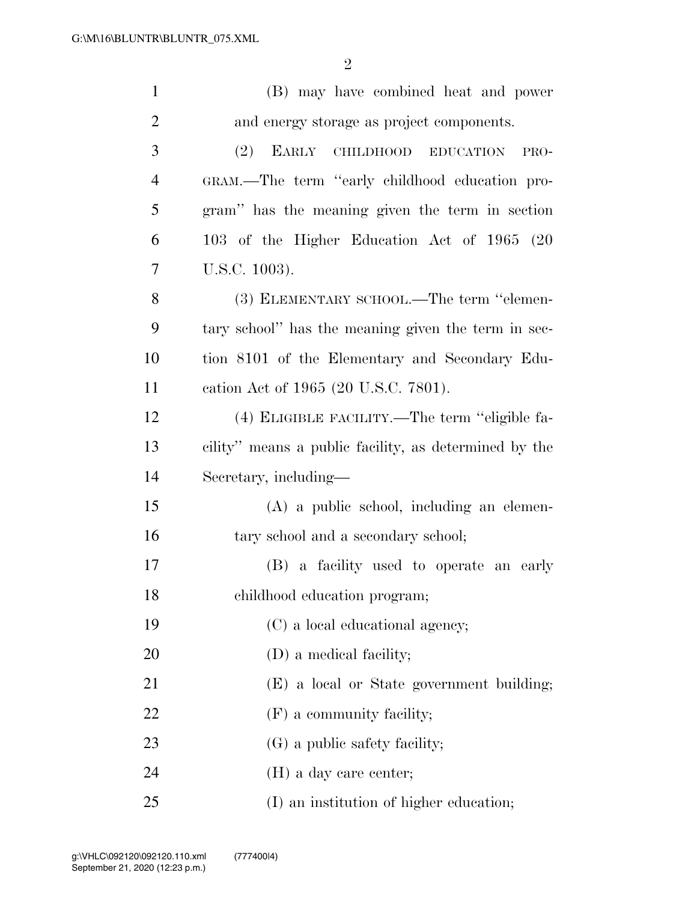(B) may have combined heat and power and energy storage as project components.

(2) EARLY CHILDHOOD EDUCATION PROGRAM.—The term ''early childhood education program'' has the meaning given the term in section 103 of the Higher Education Act of 1965 (20 U.S.C. 1003).

(3) ELEMENTARY SCHOOL.—The term ''elementary school'' has the meaning given the term in section 8101 of the Elementary and Secondary Education Act of 1965 (20 U.S.C. 7801).

(4) ELIGIBLE FACILITY.—The term ''eligible facility'' means a public facility, as determined by the Secretary, including—

(A) a public school, including an elementary school and a secondary school;

(B) a facility used to operate an early childhood education program;

(C) a local educational agency;

(D) a medical facility;

(E) a local or State government building;

(F) a community facility;

(G) a public safety facility;

(H) a day care center;

(I) an institution of higher education;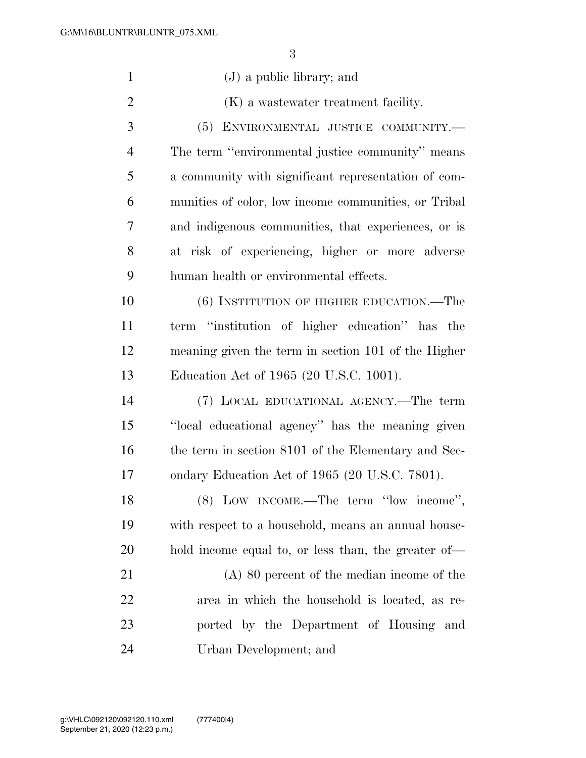(J) a public library; and

(K) a wastewater treatment facility.

(5) ENVIRONMENTAL JUSTICE COMMUNITY.—The term "environmental justice community" means a community with significant representation of communities of color, low income communities, or Tribal and indigenous communities, that experiences, or is at risk of experiencing, higher or more adverse human health or environmental effects.

(6) INSTITUTION OF HIGHER EDUCATION.—The term "institution of higher education" has the meaning given the term in section 101 of the Higher Education Act of 1965 (20 U.S.C. 1001).

(7) LOCAL EDUCATIONAL AGENCY.—The term "local educational agency" has the meaning given the term in section 8101 of the Elementary and Secondary Education Act of 1965 (20 U.S.C. 7801).

(8) LOW INCOME.—The term "low income", with respect to a household, means an annual household income equal to, or less than, the greater of—

(A) 80 percent of the median income of the area in which the household is located, as reported by the Department of Housing and Urban Development; and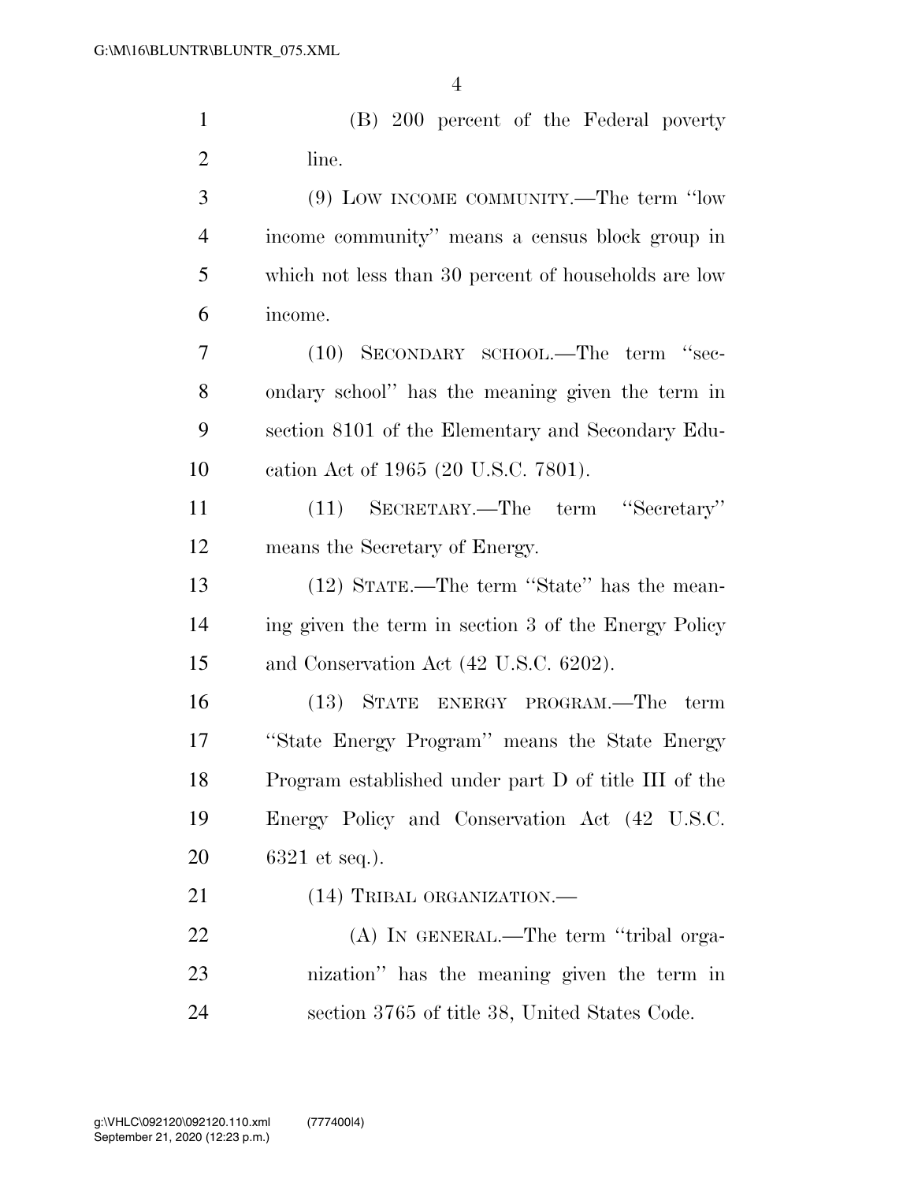(B) 200 percent of the Federal poverty line.

(9) LOW INCOME COMMUNITY.—The term "low income community" means a census block group in which not less than 30 percent of households are low income.

(10) SECONDARY SCHOOL.—The term "secondary school" has the meaning given the term in section 8101 of the Elementary and Secondary Education Act of 1965 (20 U.S.C. 7801).

(11) SECRETARY.—The term "Secretary" means the Secretary of Energy.

(12) STATE.—The term "State" has the meaning given the term in section 3 of the Energy Policy and Conservation Act (42 U.S.C. 6202).

(13) STATE ENERGY PROGRAM.—The term "State Energy Program" means the State Energy Program established under part D of title III of the Energy Policy and Conservation Act (42 U.S.C. 6321 et seq.).

(14) TRIBAL ORGANIZATION.—

(A) IN GENERAL.—The term "tribal organization" has the meaning given the term in section 3765 of title 38, United States Code.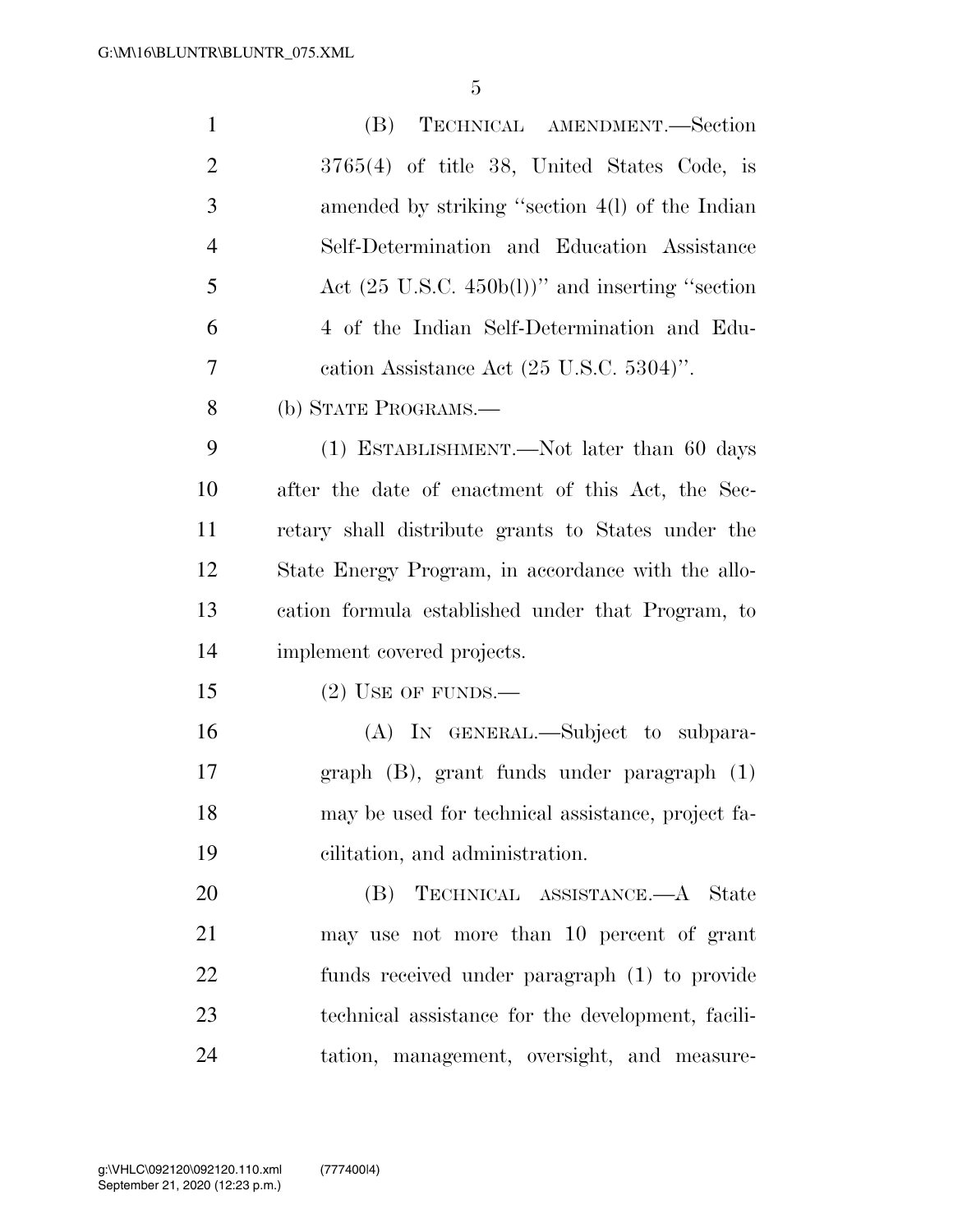(B) TECHNICAL AMENDMENT.—Section 3765(4) of title 38, United States Code, is amended by striking "section 4(l) of the Indian Self-Determination and Education Assistance Act (25 U.S.C. 450b(l))" and inserting "section 4 of the Indian Self-Determination and Education Assistance Act (25 U.S.C. 5304)".

(b) STATE PROGRAMS.—

(1) ESTABLISHMENT.—Not later than 60 days after the date of enactment of this Act, the Secretary shall distribute grants to States under the State Energy Program, in accordance with the allocation formula established under that Program, to implement covered projects.

(2) USE OF FUNDS.—

(A) IN GENERAL.—Subject to subparagraph (B), grant funds under paragraph (1) may be used for technical assistance, project facilitation, and administration.

(B) TECHNICAL ASSISTANCE.—A State may use not more than 10 percent of grant funds received under paragraph (1) to provide technical assistance for the development, facilitation, management, oversight, and measure-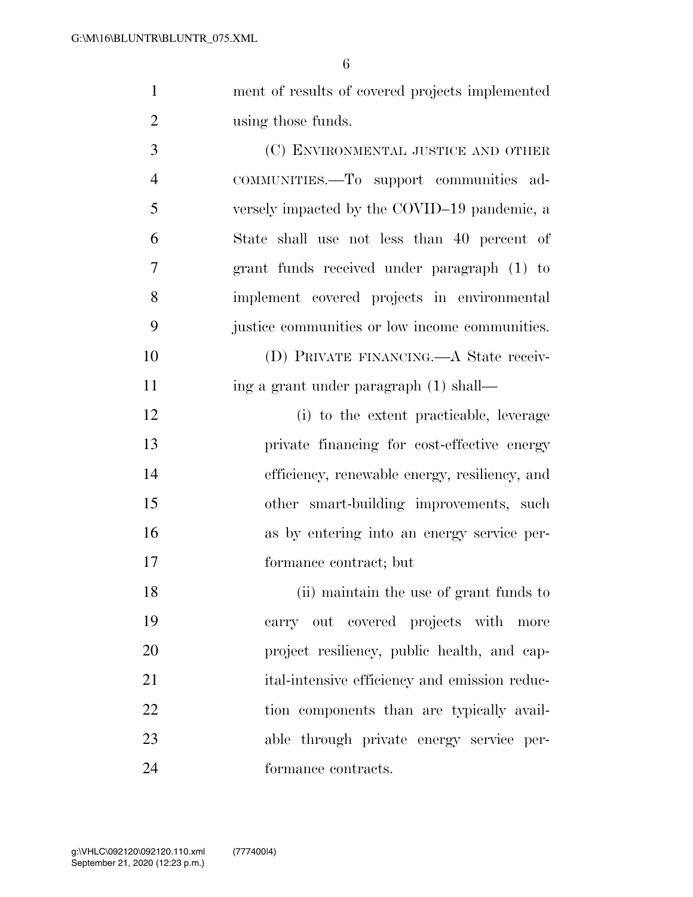ment of results of covered projects implemented using those funds.

(C) ENVIRONMENTAL JUSTICE AND OTHER COMMUNITIES.—To support communities adversely impacted by the COVID–19 pandemic, a State shall use not less than 40 percent of grant funds received under paragraph (1) to implement covered projects in environmental justice communities or low income communities.

(D) PRIVATE FINANCING.—A State receiving a grant under paragraph (1) shall—

(i) to the extent practicable, leverage private financing for cost-effective energy efficiency, renewable energy, resiliency, and other smart-building improvements, such as by entering into an energy service performance contract; but

(ii) maintain the use of grant funds to carry out covered projects with more project resiliency, public health, and capital-intensive efficiency and emission reduction components than are typically available through private energy service performance contracts.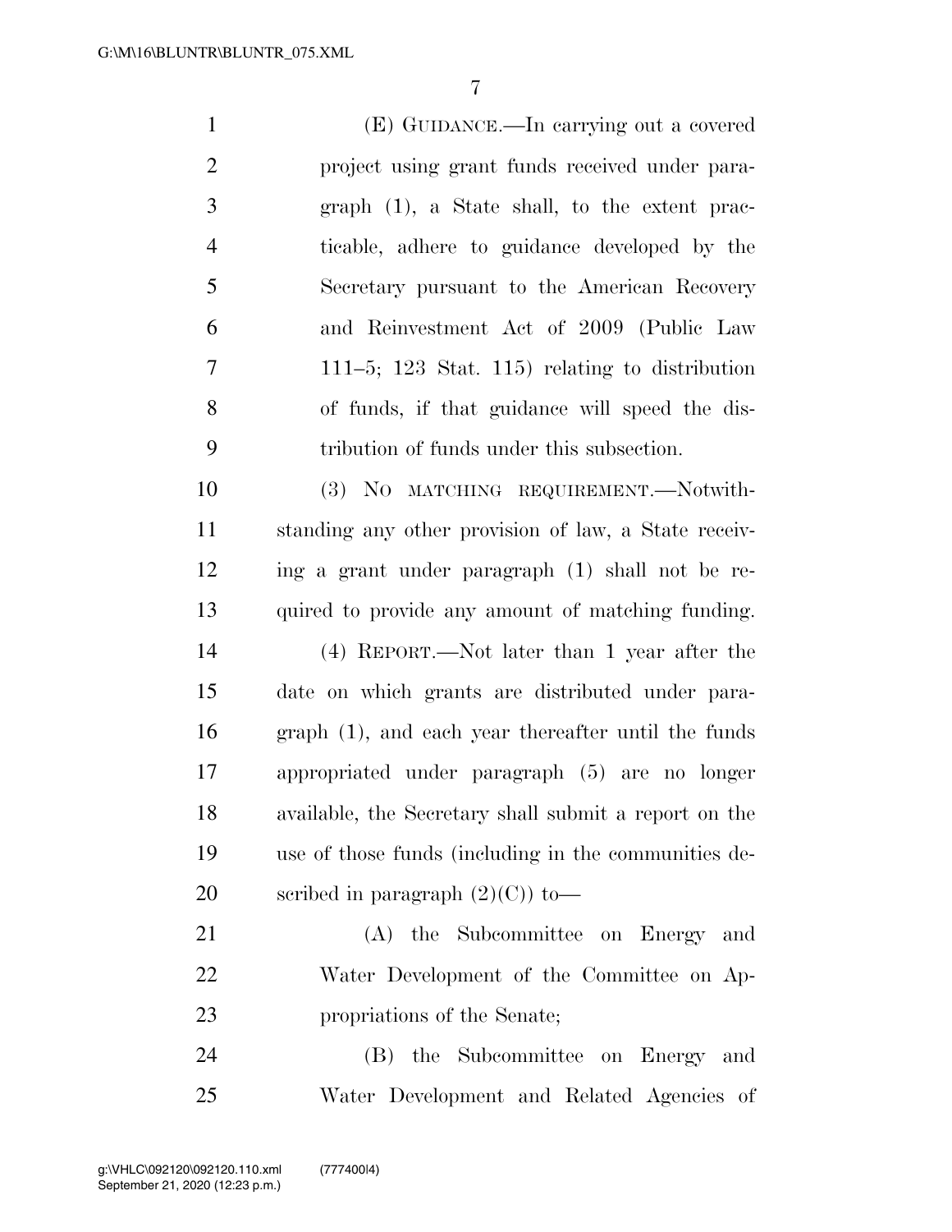(E) GUIDANCE.—In carrying out a covered project using grant funds received under paragraph (1), a State shall, to the extent practicable, adhere to guidance developed by the Secretary pursuant to the American Recovery and Reinvestment Act of 2009 (Public Law 111–5; 123 Stat. 115) relating to distribution of funds, if that guidance will speed the distribution of funds under this subsection.

(3) NO MATCHING REQUIREMENT.—Notwithstanding any other provision of law, a State receiving a grant under paragraph (1) shall not be required to provide any amount of matching funding.

(4) REPORT.—Not later than 1 year after the date on which grants are distributed under paragraph (1), and each year thereafter until the funds appropriated under paragraph (5) are no longer available, the Secretary shall submit a report on the use of those funds (including in the communities described in paragraph (2)(C)) to—

(A) the Subcommittee on Energy and Water Development of the Committee on Appropriations of the Senate;

(B) the Subcommittee on Energy and Water Development and Related Agencies of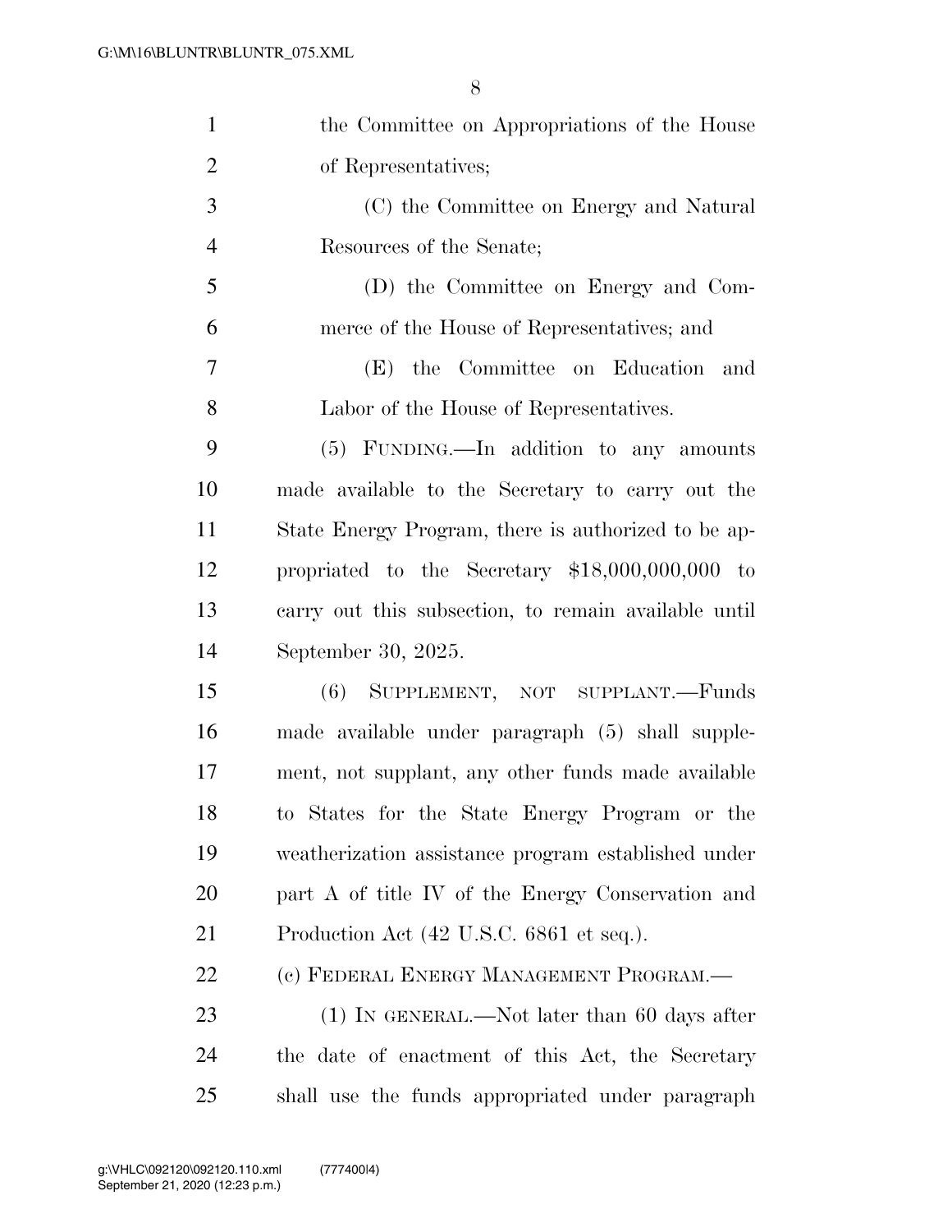the Committee on Appropriations of the House of Representatives;

(C) the Committee on Energy and Natural Resources of the Senate;

(D) the Committee on Energy and Commerce of the House of Representatives; and

(E) the Committee on Education and Labor of the House of Representatives.

(5) FUNDING.—In addition to any amounts made available to the Secretary to carry out the State Energy Program, there is authorized to be appropriated to the Secretary $18,000,000,000 to carry out this subsection, to remain available until September 30, 2025.

(6) SUPPLEMENT, NOT SUPPLANT.—Funds made available under paragraph (5) shall supplement, not supplant, any other funds made available to States for the State Energy Program or the weatherization assistance program established under part A of title IV of the Energy Conservation and Production Act (42 U.S.C. 6861 et seq.).

(c) FEDERAL ENERGY MANAGEMENT PROGRAM.—

(1) IN GENERAL.—Not later than 60 days after the date of enactment of this Act, the Secretary shall use the funds appropriated under paragraph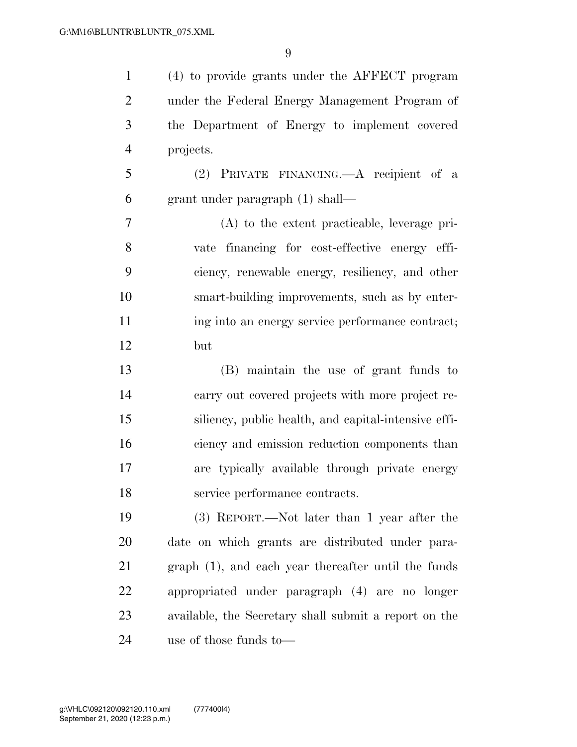(4) to provide grants under the AFFECT program under the Federal Energy Management Program of the Department of Energy to implement covered projects.

(2) PRIVATE FINANCING.—A recipient of a grant under paragraph (1) shall—

(A) to the extent practicable, leverage private financing for cost-effective energy efficiency, renewable energy, resiliency, and other smart-building improvements, such as by entering into an energy service performance contract; but

(B) maintain the use of grant funds to carry out covered projects with more project resiliency, public health, and capital-intensive efficiency and emission reduction components than are typically available through private energy service performance contracts.

(3) REPORT.—Not later than 1 year after the date on which grants are distributed under paragraph (1), and each year thereafter until the funds appropriated under paragraph (4) are no longer available, the Secretary shall submit a report on the use of those funds to—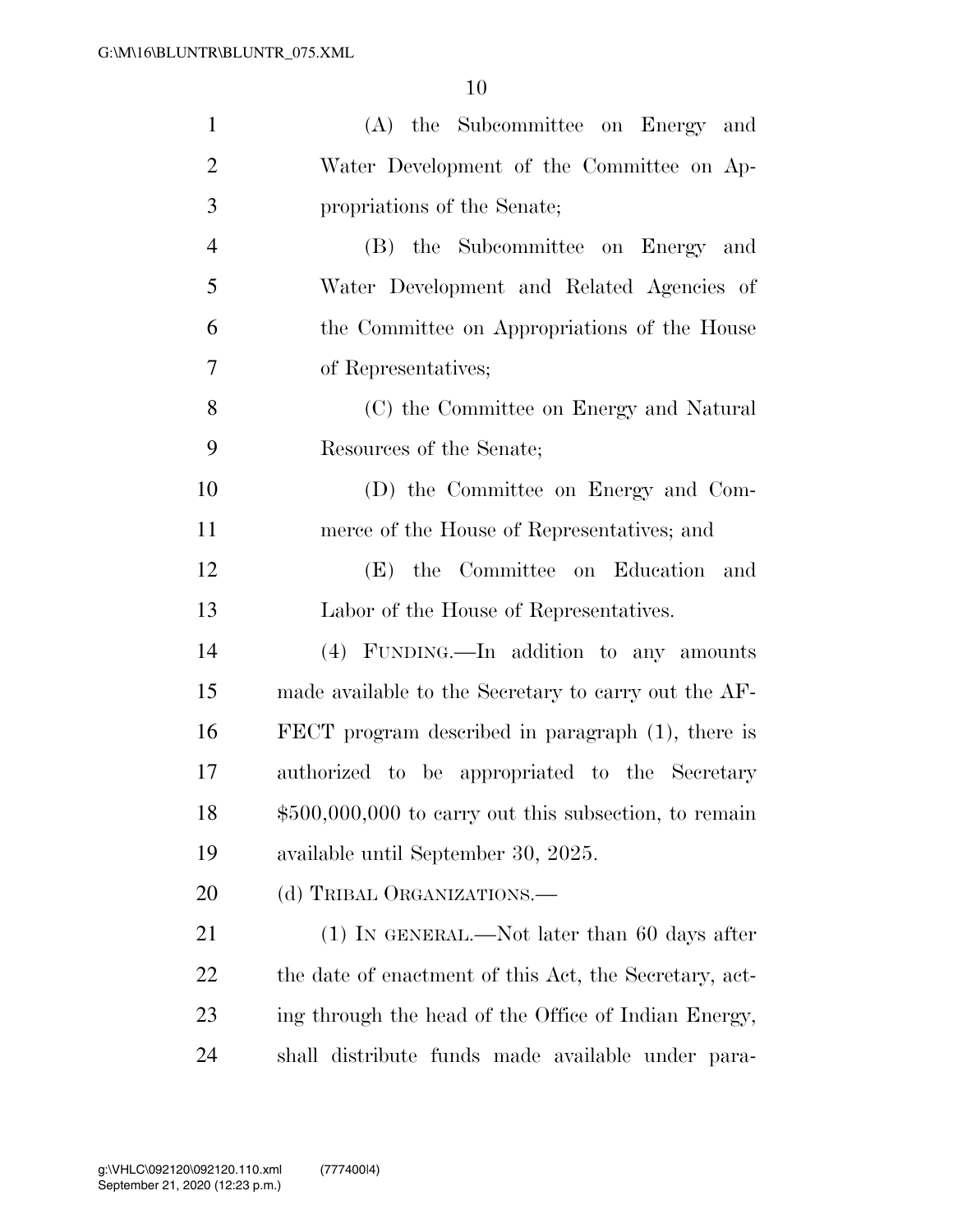(A) the Subcommittee on Energy and Water Development of the Committee on Appropriations of the Senate;

(B) the Subcommittee on Energy and Water Development and Related Agencies of the Committee on Appropriations of the House of Representatives;

(C) the Committee on Energy and Natural Resources of the Senate;

(D) the Committee on Energy and Commerce of the House of Representatives; and

(E) the Committee on Education and Labor of the House of Representatives.

(4) FUNDING.—In addition to any amounts made available to the Secretary to carry out the AFFECT program described in paragraph (1), there is authorized to be appropriated to the Secretary $500,000,000 to carry out this subsection, to remain available until September 30, 2025.

(d) TRIBAL ORGANIZATIONS.—

(1) IN GENERAL.—Not later than 60 days after the date of enactment of this Act, the Secretary, acting through the head of the Office of Indian Energy, shall distribute funds made available under para-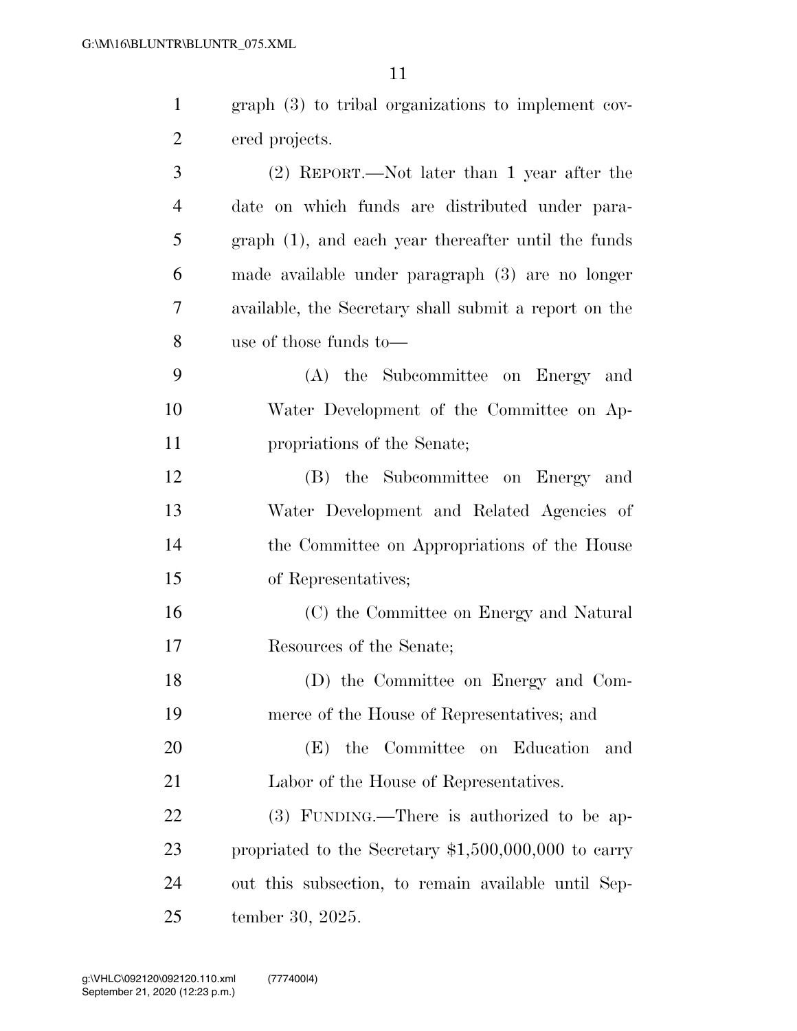graph (3) to tribal organizations to implement covered projects.

(2) REPORT.—Not later than 1 year after the date on which funds are distributed under paragraph (1), and each year thereafter until the funds made available under paragraph (3) are no longer available, the Secretary shall submit a report on the use of those funds to—

(A) the Subcommittee on Energy and Water Development of the Committee on Appropriations of the Senate;

(B) the Subcommittee on Energy and Water Development and Related Agencies of the Committee on Appropriations of the House of Representatives;

(C) the Committee on Energy and Natural Resources of the Senate;

(D) the Committee on Energy and Commerce of the House of Representatives; and

(E) the Committee on Education and Labor of the House of Representatives.

(3) FUNDING.—There is authorized to be appropriated to the Secretary $1,500,000,000 to carry out this subsection, to remain available until September 30, 2025.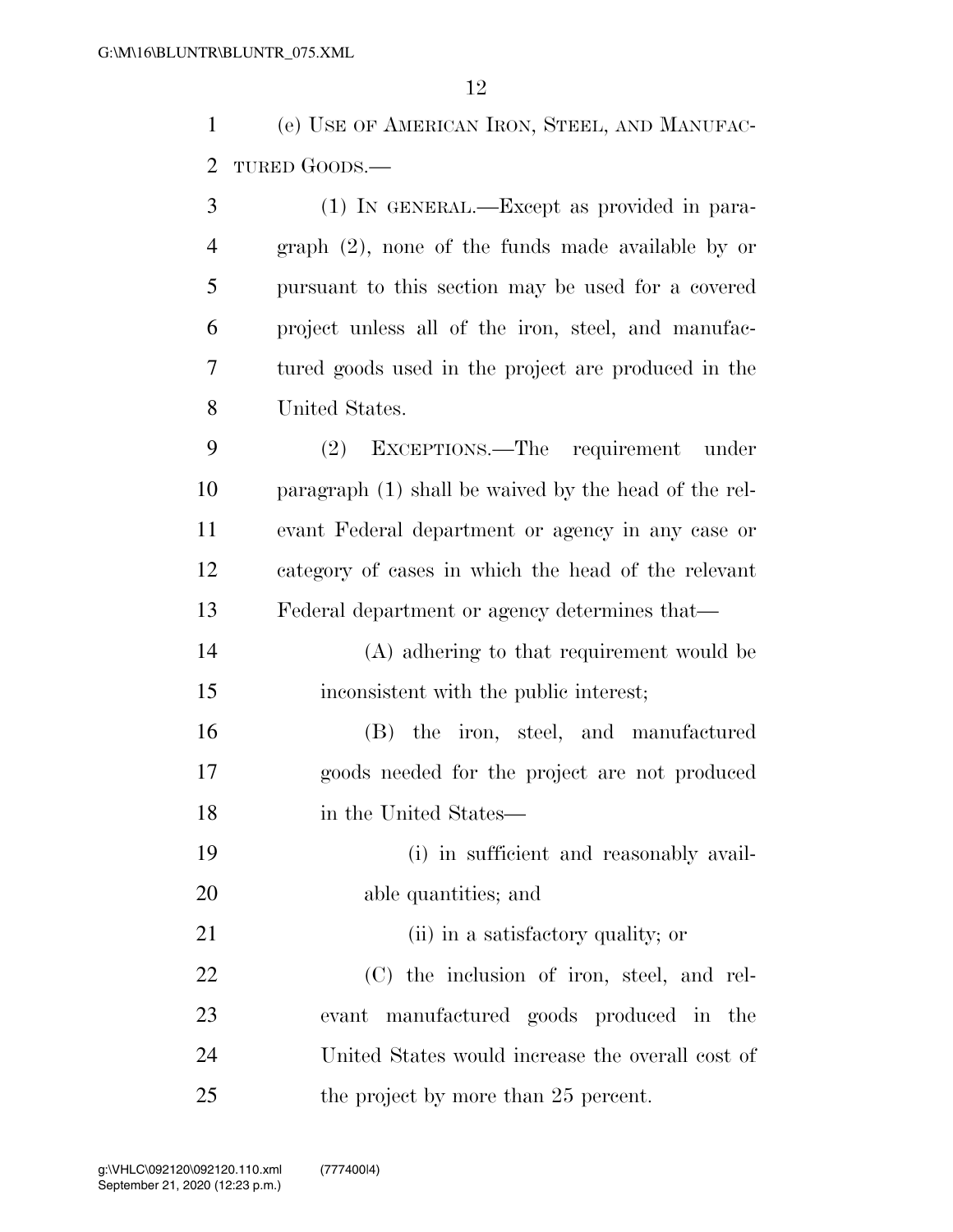(e) USE OF AMERICAN IRON, STEEL, AND MANUFACTURED GOODS.—

(1) IN GENERAL.—Except as provided in paragraph (2), none of the funds made available by or pursuant to this section may be used for a covered project unless all of the iron, steel, and manufactured goods used in the project are produced in the United States.

(2) EXCEPTIONS.—The requirement under paragraph (1) shall be waived by the head of the relevant Federal department or agency in any case or category of cases in which the head of the relevant Federal department or agency determines that—

(A) adhering to that requirement would be inconsistent with the public interest;

(B) the iron, steel, and manufactured goods needed for the project are not produced in the United States—

(i) in sufficient and reasonably available quantities; and

(ii) in a satisfactory quality; or

(C) the inclusion of iron, steel, and relevant manufactured goods produced in the United States would increase the overall cost of the project by more than 25 percent.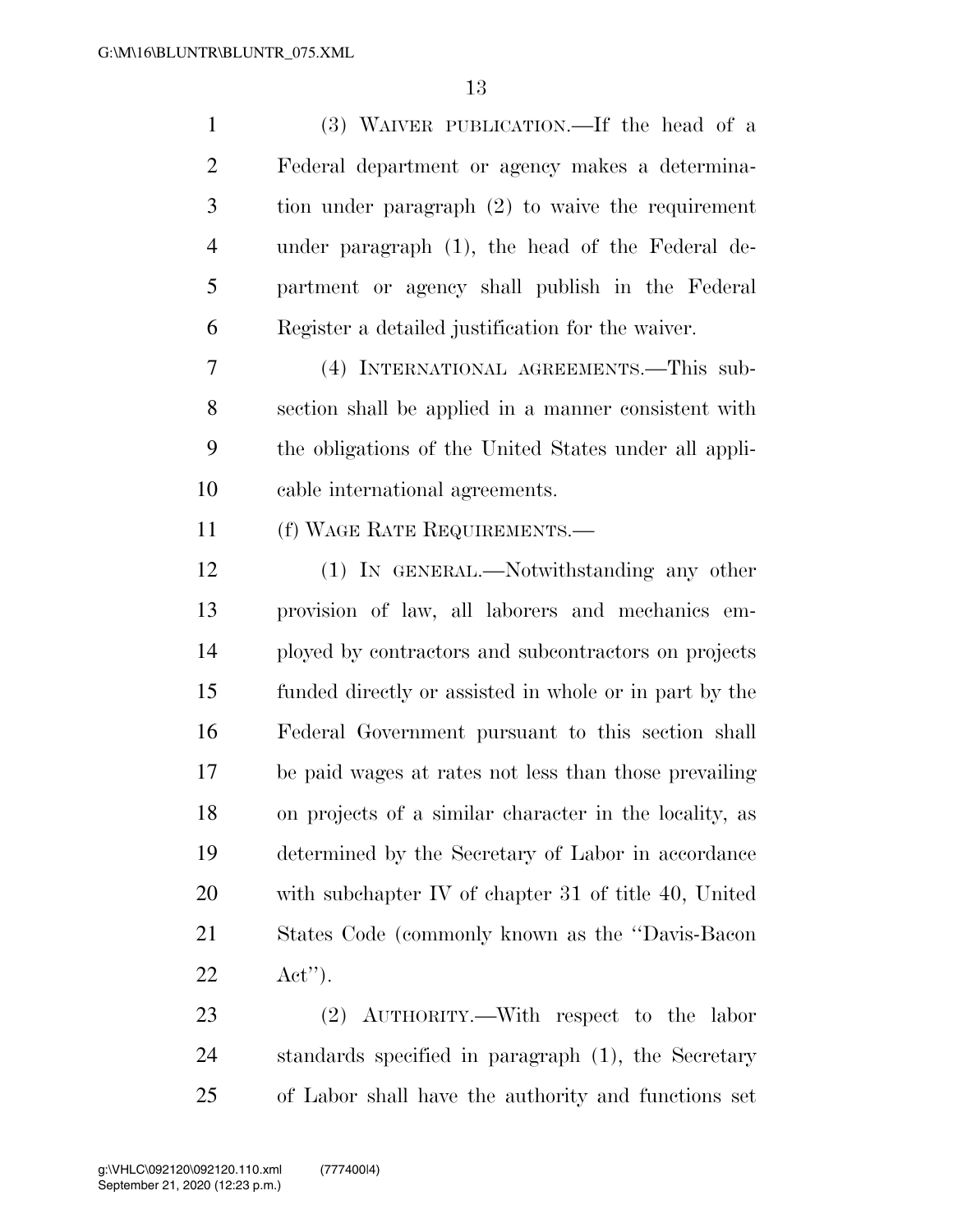(3) WAIVER PUBLICATION.—If the head of a Federal department or agency makes a determination under paragraph (2) to waive the requirement under paragraph (1), the head of the Federal department or agency shall publish in the Federal Register a detailed justification for the waiver.

(4) INTERNATIONAL AGREEMENTS.—This subsection shall be applied in a manner consistent with the obligations of the United States under all applicable international agreements.

(f) WAGE RATE REQUIREMENTS.—

(1) IN GENERAL.—Notwithstanding any other provision of law, all laborers and mechanics employed by contractors and subcontractors on projects funded directly or assisted in whole or in part by the Federal Government pursuant to this section shall be paid wages at rates not less than those prevailing on projects of a similar character in the locality, as determined by the Secretary of Labor in accordance with subchapter IV of chapter 31 of title 40, United States Code (commonly known as the "Davis-Bacon Act").

(2) AUTHORITY.—With respect to the labor standards specified in paragraph (1), the Secretary of Labor shall have the authority and functions set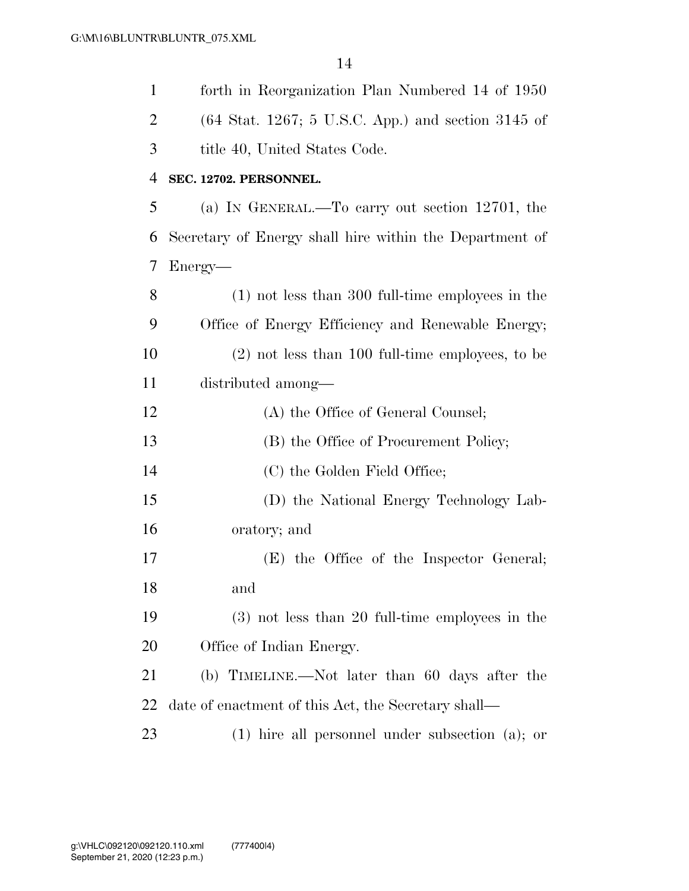forth in Reorganization Plan Numbered 14 of 1950 (64 Stat. 1267; 5 U.S.C. App.) and section 3145 of title 40, United States Code.

**SEC. 12702. PERSONNEL.**

(a) IN GENERAL.—To carry out section 12701, the Secretary of Energy shall hire within the Department of Energy—

(1) not less than 300 full-time employees in the Office of Energy Efficiency and Renewable Energy;

(2) not less than 100 full-time employees, to be distributed among—

(A) the Office of General Counsel;

(B) the Office of Procurement Policy;

(C) the Golden Field Office;

(D) the National Energy Technology Laboratory; and

(E) the Office of the Inspector General; and

(3) not less than 20 full-time employees in the Office of Indian Energy.

(b) TIMELINE.—Not later than 60 days after the date of enactment of this Act, the Secretary shall—

(1) hire all personnel under subsection (a); or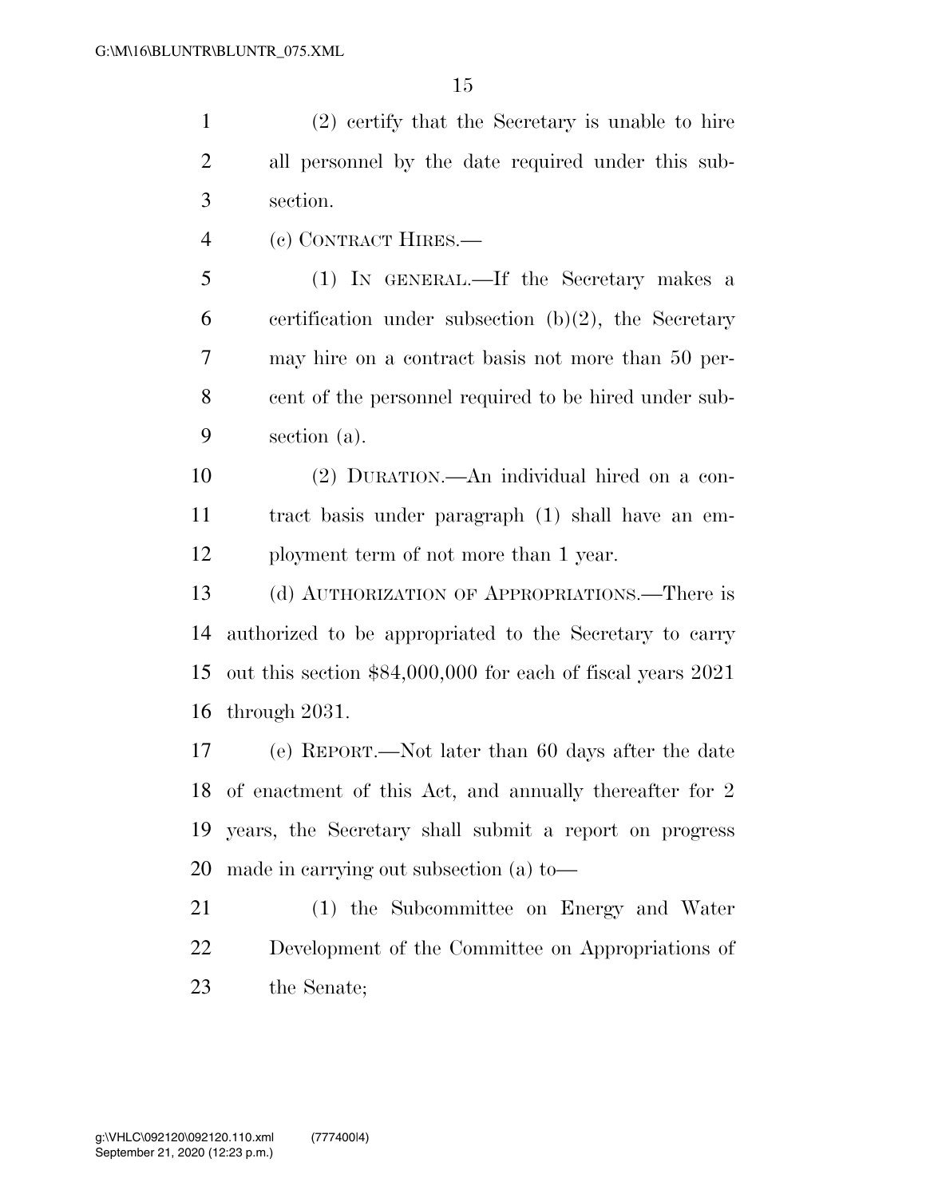(2) certify that the Secretary is unable to hire all personnel by the date required under this subsection.

(c) CONTRACT HIRES.—

(1) IN GENERAL.—If the Secretary makes a certification under subsection (b)(2), the Secretary may hire on a contract basis not more than 50 percent of the personnel required to be hired under subsection (a).

(2) DURATION.—An individual hired on a contract basis under paragraph (1) shall have an employment term of not more than 1 year.

(d) AUTHORIZATION OF APPROPRIATIONS.—There is authorized to be appropriated to the Secretary to carry out this section $84,000,000 for each of fiscal years 2021 through 2031.

(e) REPORT.—Not later than 60 days after the date of enactment of this Act, and annually thereafter for 2 years, the Secretary shall submit a report on progress made in carrying out subsection (a) to—

(1) the Subcommittee on Energy and Water Development of the Committee on Appropriations of the Senate;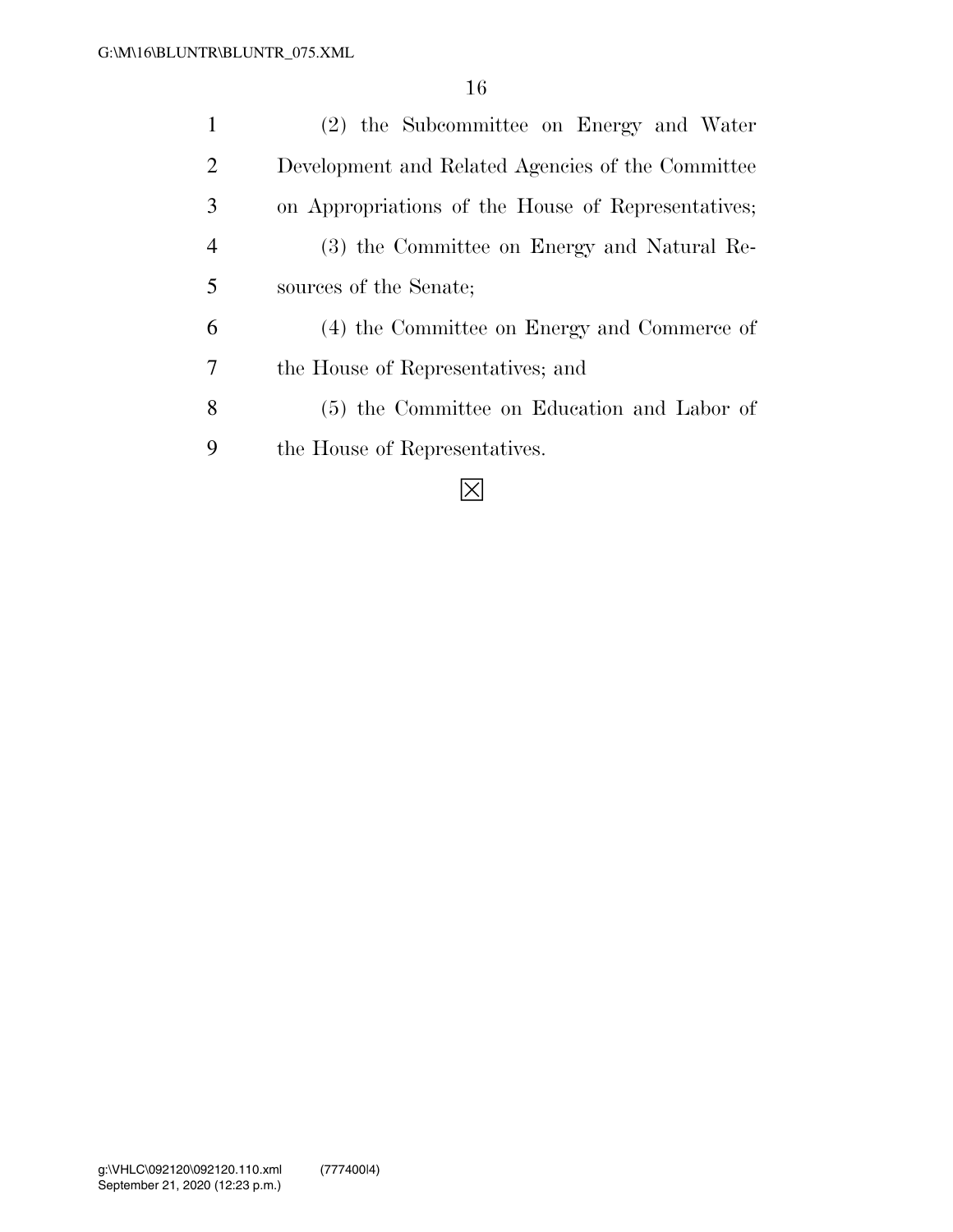(2) the Subcommittee on Energy and Water Development and Related Agencies of the Committee on Appropriations of the House of Representatives;

(3) the Committee on Energy and Natural Resources of the Senate;

(4) the Committee on Energy and Commerce of the House of Representatives; and

(5) the Committee on Education and Labor of the House of Representatives.